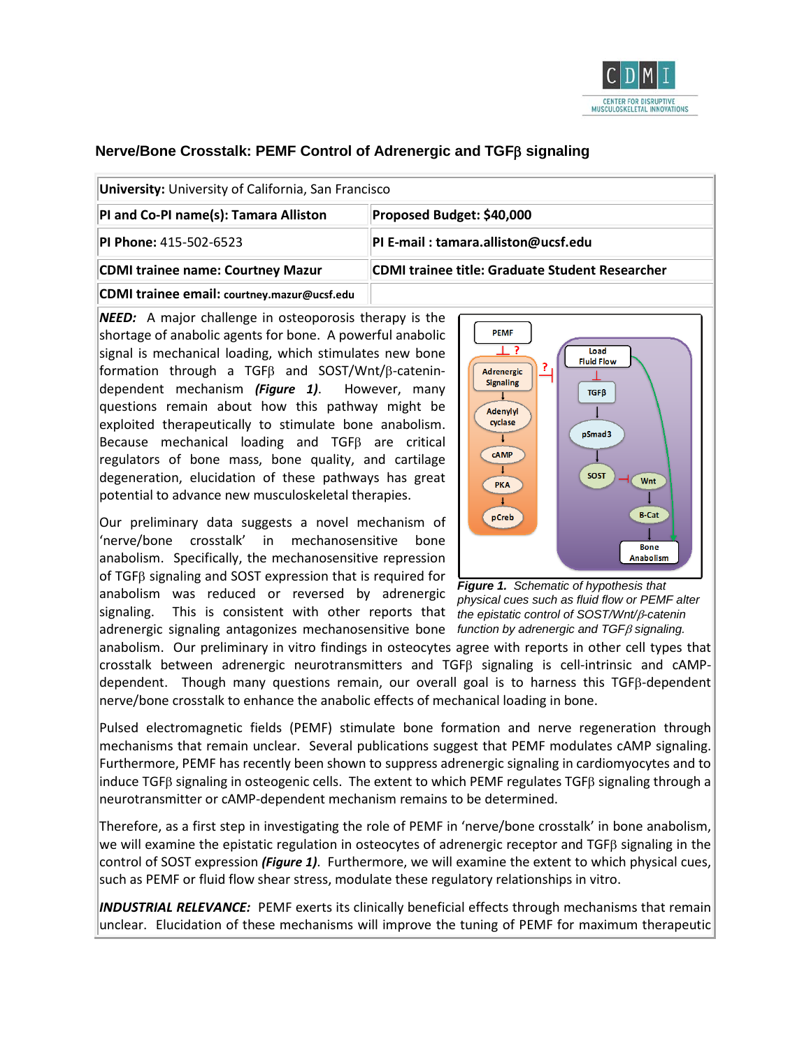# Nerve/Bone Crosstalk: PEMF Control of Adrenergic and TGFβ signaling

| **University:** University of California, San Francisco | |
|---|---|
| **PI and Co-PI name(s): Tamara Alliston** | **Proposed Budget: $40,000** |
| **PI Phone:** 415-502-6523 | **PI E-mail : tamara.alliston@ucsf.edu** |
| **CDMI trainee name: Courtney Mazur** | **CDMI trainee title: Graduate Student Researcher** |
| **CDMI trainee email:** courtney.mazur@ucsf.edu | |

***NEED:*** A major challenge in osteoporosis therapy is the shortage of anabolic agents for bone. A powerful anabolic signal is mechanical loading, which stimulates new bone formation through a TGFβ and SOST/Wnt/β-catenin-dependent mechanism ***(Figure 1)***. However, many questions remain about how this pathway might be exploited therapeutically to stimulate bone anabolism. Because mechanical loading and TGFβ are critical regulators of bone mass, bone quality, and cartilage degeneration, elucidation of these pathways has great potential to advance new musculoskeletal therapies.

Our preliminary data suggests a novel mechanism of 'nerve/bone crosstalk' in mechanosensitive bone anabolism. Specifically, the mechanosensitive repression of TGFβ signaling and SOST expression that is required for anabolism was reduced or reversed by adrenergic signaling. This is consistent with other reports that adrenergic signaling antagonizes mechanosensitive bone anabolism. Our preliminary in vitro findings in osteocytes agree with reports in other cell types that crosstalk between adrenergic neurotransmitters and TGFβ signaling is cell-intrinsic and cAMP-dependent. Though many questions remain, our overall goal is to harness this TGFβ-dependent nerve/bone crosstalk to enhance the anabolic effects of mechanical loading in bone.

*Figure 1. Schematic of hypothesis that physical cues such as fluid flow or PEMF alter the epistatic control of SOST/Wnt/β-catenin function by adrenergic and TGFβ signaling.*

Pulsed electromagnetic fields (PEMF) stimulate bone formation and nerve regeneration through mechanisms that remain unclear. Several publications suggest that PEMF modulates cAMP signaling. Furthermore, PEMF has recently been shown to suppress adrenergic signaling in cardiomyocytes and to induce TGFβ signaling in osteogenic cells. The extent to which PEMF regulates TGFβ signaling through a neurotransmitter or cAMP-dependent mechanism remains to be determined.

Therefore, as a first step in investigating the role of PEMF in 'nerve/bone crosstalk' in bone anabolism, we will examine the epistatic regulation in osteocytes of adrenergic receptor and TGFβ signaling in the control of SOST expression ***(Figure 1)***. Furthermore, we will examine the extent to which physical cues, such as PEMF or fluid flow shear stress, modulate these regulatory relationships in vitro.

***INDUSTRIAL RELEVANCE:*** PEMF exerts its clinically beneficial effects through mechanisms that remain unclear. Elucidation of these mechanisms will improve the tuning of PEMF for maximum therapeutic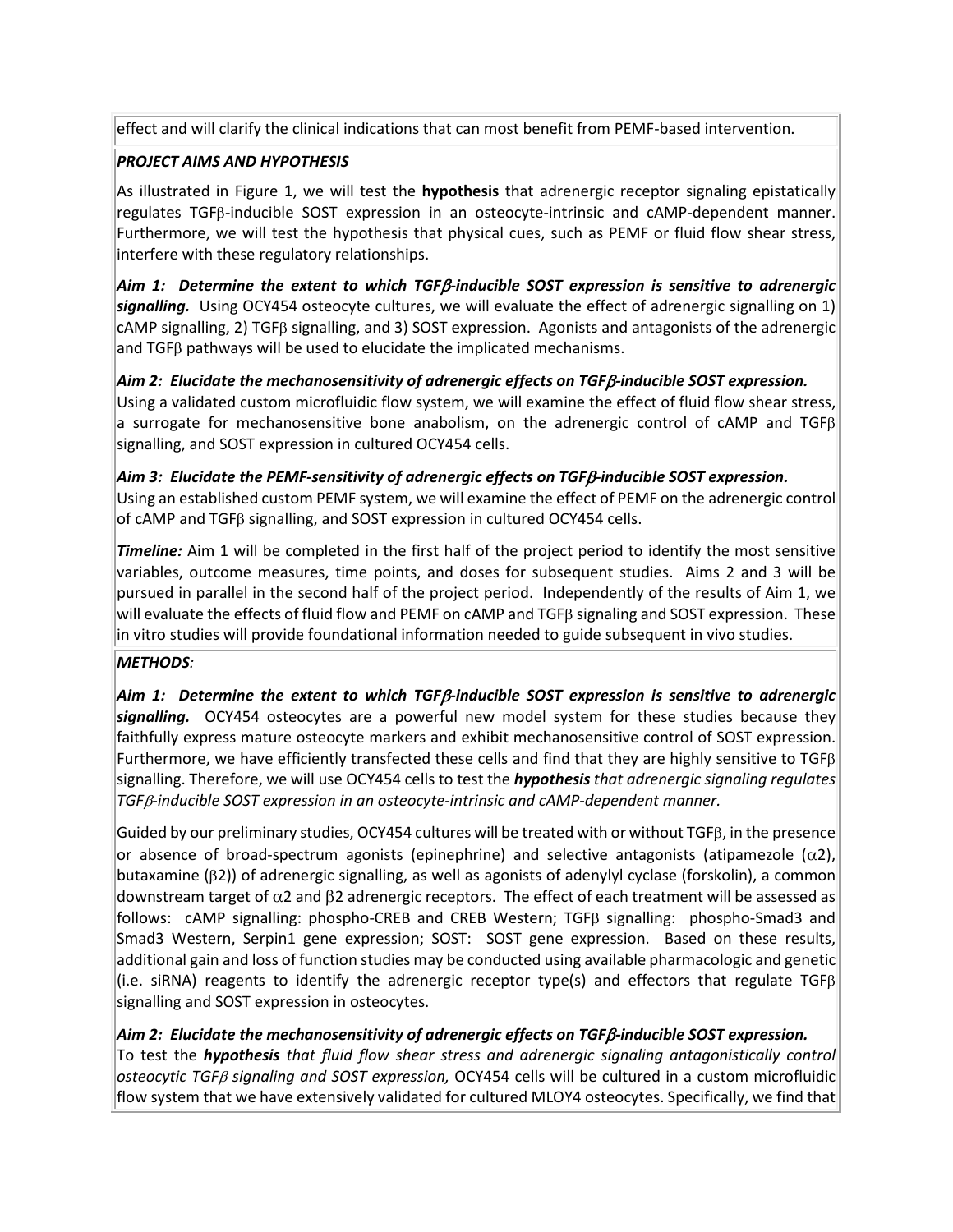effect and will clarify the clinical indications that can most benefit from PEMF-based intervention.

### *PROJECT AIMS AND HYPOTHESIS*

As illustrated in Figure 1, we will test the **hypothesis** that adrenergic receptor signaling epistatically regulates TGFβ-inducible SOST expression in an osteocyte-intrinsic and cAMP-dependent manner. Furthermore, we will test the hypothesis that physical cues, such as PEMF or fluid flow shear stress, interfere with these regulatory relationships.

***Aim 1: Determine the extent to which TGFβ-inducible SOST expression is sensitive to adrenergic signalling.*** Using OCY454 osteocyte cultures, we will evaluate the effect of adrenergic signalling on 1) cAMP signalling, 2) TGFβ signalling, and 3) SOST expression. Agonists and antagonists of the adrenergic and TGFβ pathways will be used to elucidate the implicated mechanisms.

***Aim 2: Elucidate the mechanosensitivity of adrenergic effects on TGFβ-inducible SOST expression.*** Using a validated custom microfluidic flow system, we will examine the effect of fluid flow shear stress, a surrogate for mechanosensitive bone anabolism, on the adrenergic control of cAMP and TGFβ signalling, and SOST expression in cultured OCY454 cells.

***Aim 3: Elucidate the PEMF-sensitivity of adrenergic effects on TGFβ-inducible SOST expression.*** Using an established custom PEMF system, we will examine the effect of PEMF on the adrenergic control of cAMP and TGFβ signalling, and SOST expression in cultured OCY454 cells.

***Timeline:*** Aim 1 will be completed in the first half of the project period to identify the most sensitive variables, outcome measures, time points, and doses for subsequent studies. Aims 2 and 3 will be pursued in parallel in the second half of the project period. Independently of the results of Aim 1, we will evaluate the effects of fluid flow and PEMF on cAMP and TGFβ signaling and SOST expression. These in vitro studies will provide foundational information needed to guide subsequent in vivo studies.

### ***METHODS:***

***Aim 1: Determine the extent to which TGFβ-inducible SOST expression is sensitive to adrenergic signalling.*** OCY454 osteocytes are a powerful new model system for these studies because they faithfully express mature osteocyte markers and exhibit mechanosensitive control of SOST expression. Furthermore, we have efficiently transfected these cells and find that they are highly sensitive to TGFβ signalling. Therefore, we will use OCY454 cells to test the ***hypothesis*** *that adrenergic signaling regulates TGFβ-inducible SOST expression in an osteocyte-intrinsic and cAMP-dependent manner.*

Guided by our preliminary studies, OCY454 cultures will be treated with or without TGFβ, in the presence or absence of broad-spectrum agonists (epinephrine) and selective antagonists (atipamezole (α2), butaxamine (β2)) of adrenergic signalling, as well as agonists of adenylyl cyclase (forskolin), a common downstream target of α2 and β2 adrenergic receptors. The effect of each treatment will be assessed as follows: cAMP signalling: phospho-CREB and CREB Western; TGFβ signalling: phospho-Smad3 and Smad3 Western, Serpin1 gene expression; SOST: SOST gene expression. Based on these results, additional gain and loss of function studies may be conducted using available pharmacologic and genetic (i.e. siRNA) reagents to identify the adrenergic receptor type(s) and effectors that regulate TGFβ signalling and SOST expression in osteocytes.

***Aim 2: Elucidate the mechanosensitivity of adrenergic effects on TGFβ-inducible SOST expression.*** To test the ***hypothesis*** *that fluid flow shear stress and adrenergic signaling antagonistically control osteocytic TGFβ signaling and SOST expression,* OCY454 cells will be cultured in a custom microfluidic flow system that we have extensively validated for cultured MLOY4 osteocytes. Specifically, we find that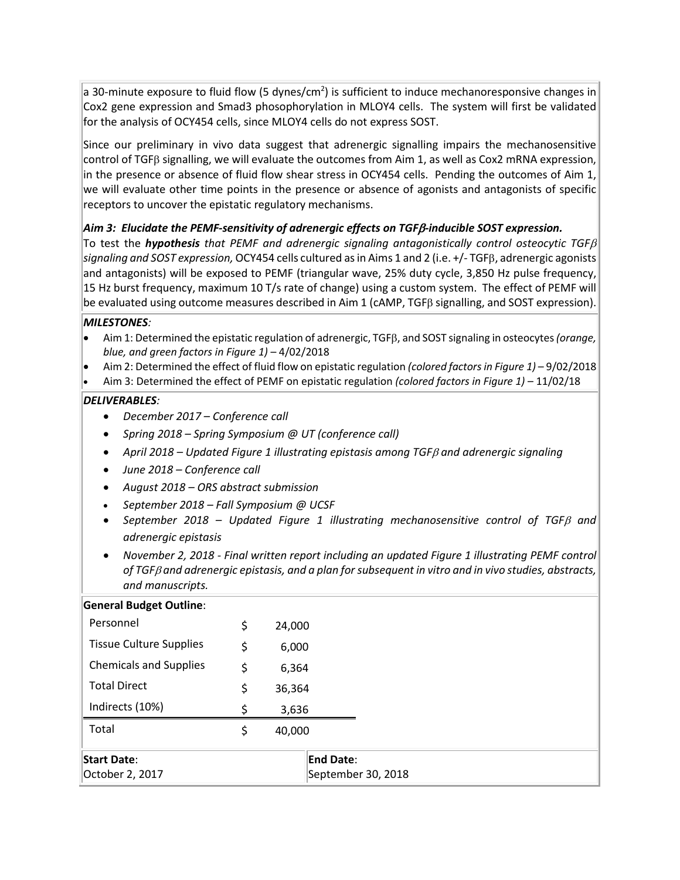a 30-minute exposure to fluid flow (5 dynes/cm$^2$) is sufficient to induce mechanoresponsive changes in Cox2 gene expression and Smad3 phosphorylation in MLOY4 cells. The system will first be validated for the analysis of OCY454 cells, since MLOY4 cells do not express SOST.

Since our preliminary in vivo data suggest that adrenergic signalling impairs the mechanosensitive control of TGF$\beta$ signalling, we will evaluate the outcomes from Aim 1, as well as Cox2 mRNA expression, in the presence or absence of fluid flow shear stress in OCY454 cells. Pending the outcomes of Aim 1, we will evaluate other time points in the presence or absence of agonists and antagonists of specific receptors to uncover the epistatic regulatory mechanisms.

***Aim 3: Elucidate the PEMF-sensitivity of adrenergic effects on TGF$\beta$-inducible SOST expression.***
To test the ***hypothesis*** *that PEMF and adrenergic signaling antagonistically control osteocytic TGF$\beta$ signaling and SOST expression,* OCY454 cells cultured as in Aims 1 and 2 (i.e. +/- TGF$\beta$, adrenergic agonists and antagonists) will be exposed to PEMF (triangular wave, 25% duty cycle, 3,850 Hz pulse frequency, 15 Hz burst frequency, maximum 10 T/s rate of change) using a custom system. The effect of PEMF will be evaluated using outcome measures described in Aim 1 (cAMP, TGF$\beta$ signalling, and SOST expression).

***MILESTONES****:*

- Aim 1: Determined the epistatic regulation of adrenergic, TGF$\beta$, and SOST signaling in osteocytes *(orange, blue, and green factors in Figure 1)* – 4/02/2018
- Aim 2: Determined the effect of fluid flow on epistatic regulation *(colored factors in Figure 1)* – 9/02/2018
- Aim 3: Determined the effect of PEMF on epistatic regulation *(colored factors in Figure 1)* – 11/02/18

***DELIVERABLES****:*

- *December 2017 – Conference call*
- *Spring 2018 – Spring Symposium @ UT (conference call)*
- *April 2018 – Updated Figure 1 illustrating epistasis among TGF$\beta$ and adrenergic signaling*
- *June 2018 – Conference call*
- *August 2018 – ORS abstract submission*
- *September 2018 – Fall Symposium @ UCSF*
- *September 2018 – Updated Figure 1 illustrating mechanosensitive control of TGF$\beta$ and adrenergic epistasis*
- *November 2, 2018 - Final written report including an updated Figure 1 illustrating PEMF control of TGF$\beta$ and adrenergic epistasis, and a plan for subsequent in vitro and in vivo studies, abstracts, and manuscripts.*

**General Budget Outline**:

| | | |
|---|---|---|
| Personnel | $ | 24,000 |
| Tissue Culture Supplies | $ | 6,000 |
| Chemicals and Supplies | $ | 6,364 |
| Total Direct | $ | 36,364 |
| Indirects (10%) | $ | 3,636 |
| Total | $ | 40,000 |

| **Start Date**: | **End Date**: |
|---|---|
| October 2, 2017 | September 30, 2018 |